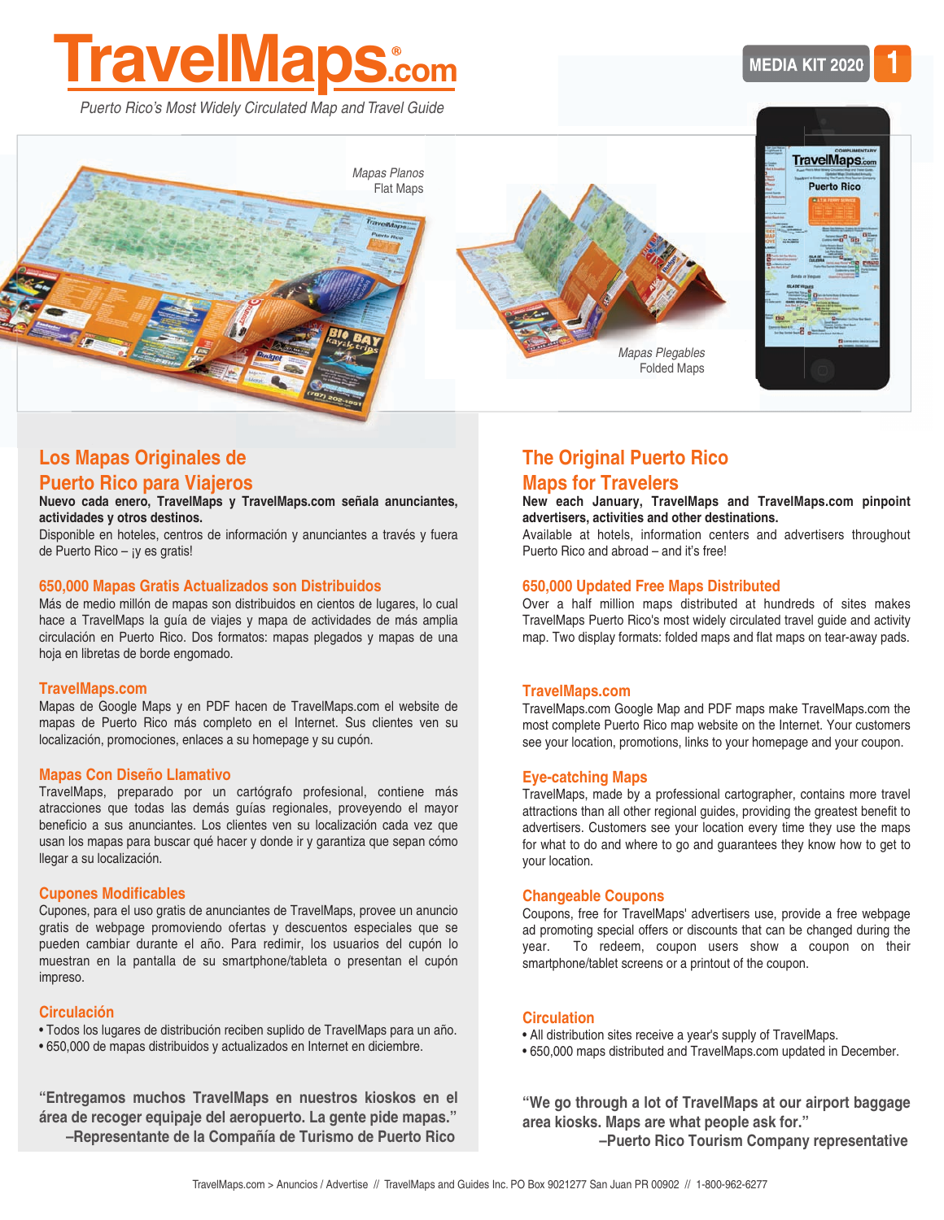# TravelMaps.com

*Puerto Rico's Most Widely Circulated Map and Travel Guide*

MEDIA KIT 2020

*Mapas Planos*
Flat Maps

*Mapas Plegables*
Folded Maps

## Los Mapas Originales de Puerto Rico para Viajeros

**Nuevo cada enero, TravelMaps y TravelMaps.com señala anunciantes, actividades y otros destinos.**
Disponible en hoteles, centros de información y anunciantes a través y fuera de Puerto Rico – ¡y es gratis!

### 650,000 Mapas Gratis Actualizados son Distribuidos

Más de medio millón de mapas son distribuidos en cientos de lugares, lo cual hace a TravelMaps la guía de viajes y mapa de actividades de más amplia circulación en Puerto Rico. Dos formatos: mapas plegados y mapas de una hoja en libretas de borde engomado.

### TravelMaps.com

Mapas de Google Maps y en PDF hacen de TravelMaps.com el website de mapas de Puerto Rico más completo en el Internet. Sus clientes ven su localización, promociones, enlaces a su homepage y su cupón.

### Mapas Con Diseño Llamativo

TravelMaps, preparado por un cartógrafo profesional, contiene más atracciones que todas las demás guías regionales, proveyendo el mayor beneficio a sus anunciantes. Sus clientes ven su localización cada vez que usan los mapas para buscar qué hacer y donde ir y garantiza que sepan cómo llegar a su localización.

### Cupones Modificables

Cupones, para el uso gratis de anunciantes de TravelMaps, provee un anuncio gratis de webpage promoviendo ofertas y descuentos especiales que se pueden cambiar durante el año. Para redimir, los usuarios del cupón lo muestran en la pantalla de su smartphone/tableta o presentan el cupón impreso.

### Circulación

- Todos los lugares de distribución reciben suplido de TravelMaps para un año.
- 650,000 de mapas distribuidos y actualizados en Internet en diciembre.

**"Entregamos muchos TravelMaps en nuestros kioskos en el área de recoger equipaje del aeropuerto. La gente pide mapas."**
**–Representante de la Compañía de Turismo de Puerto Rico**

## The Original Puerto Rico Maps for Travelers

**New each January, TravelMaps and TravelMaps.com pinpoint advertisers, activities and other destinations.**
Available at hotels, information centers and advertisers throughout Puerto Rico and abroad – and it's free!

### 650,000 Updated Free Maps Distributed

Over a half million maps distributed at hundreds of sites makes TravelMaps Puerto Rico's most widely circulated travel guide and activity map. Two display formats: folded maps and flat maps on tear-away pads.

### TravelMaps.com

TravelMaps.com Google Map and PDF maps make TravelMaps.com the most complete Puerto Rico map website on the Internet. Your customers see your location, promotions, links to your homepage and your coupon.

### Eye-catching Maps

TravelMaps, made by a professional cartographer, contains more travel attractions than all other regional guides, providing the greatest benefit to advertisers. Customers see your location every time they use the maps for what to do and where to go and guarantees they know how to get to your location.

### Changeable Coupons

Coupons, free for TravelMaps' advertisers use, provide a free webpage ad promoting special offers or discounts that can be changed during the year. To redeem, coupon users show a coupon on their smartphone/tablet screens or a printout of the coupon.

### Circulation

- All distribution sites receive a year's supply of TravelMaps.
- 650,000 maps distributed and TravelMaps.com updated in December.

**"We go through a lot of TravelMaps at our airport baggage area kiosks. Maps are what people ask for."**
**–Puerto Rico Tourism Company representative**

TravelMaps.com > Anuncios / Advertise // TravelMaps and Guides Inc. PO Box 9021277 San Juan PR 00902 // 1-800-962-6277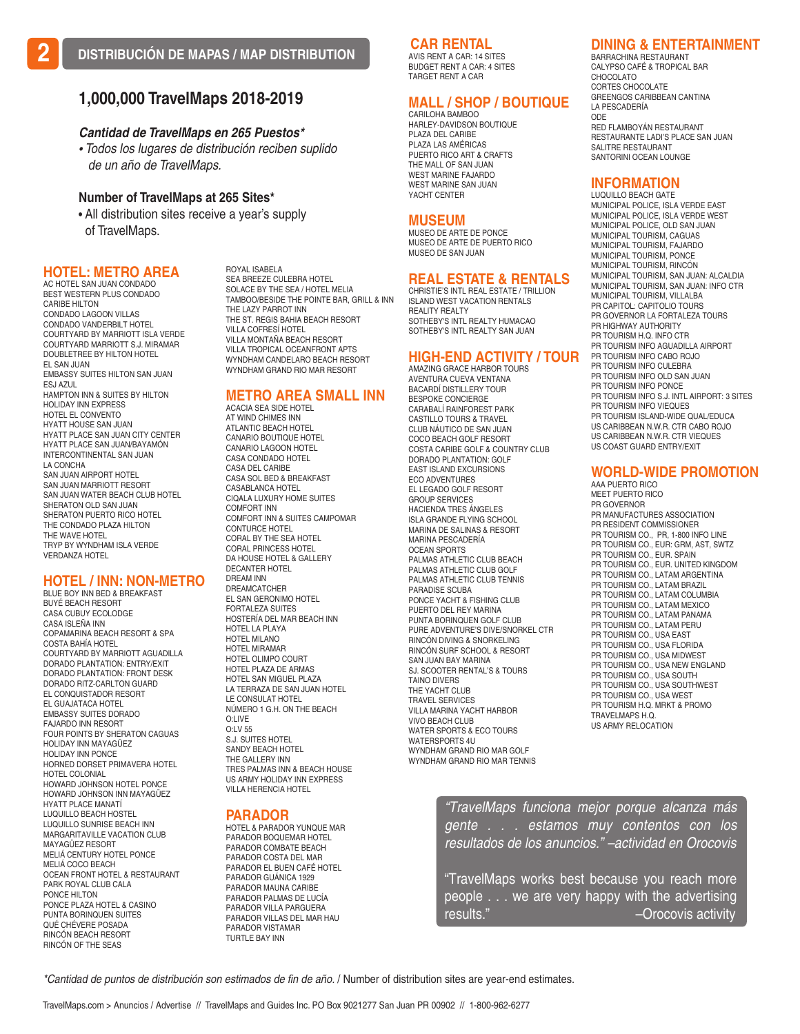# 2 DISTRIBUCIÓN DE MAPAS / MAP DISTRIBUTION

## 1,000,000 TravelMaps 2018-2019

***Cantidad de TravelMaps en 265 Puestos****

*• Todos los lugares de distribución reciben suplido de un año de TravelMaps.*

**Number of TravelMaps at 265 Sites***

• All distribution sites receive a year's supply of TravelMaps.

### HOTEL: METRO AREA

AC HOTEL SAN JUAN CONDADO
BEST WESTERN PLUS CONDADO
CARIBE HILTON
CONDADO LAGOON VILLAS
CONDADO VANDERBILT HOTEL
COURTYARD BY MARRIOTT ISLA VERDE
COURTYARD MARRIOTT S.J. MIRAMAR
DOUBLETREE BY HILTON HOTEL
EL SAN JUAN
EMBASSY SUITES HILTON SAN JUAN
ESJ AZUL
HAMPTON INN & SUITES BY HILTON
HOLIDAY INN EXPRESS
HOTEL EL CONVENTO
HYATT HOUSE SAN JUAN
HYATT PLACE SAN JUAN CITY CENTER
HYATT PLACE SAN JUAN/BAYAMÓN
INTERCONTINENTAL SAN JUAN
LA CONCHA
SAN JUAN AIRPORT HOTEL
SAN JUAN MARRIOTT RESORT
SAN JUAN WATER BEACH CLUB HOTEL
SHERATON OLD SAN JUAN
SHERATON PUERTO RICO HOTEL
THE CONDADO PLAZA HILTON
THE WAVE HOTEL
TRYP BY WYNDHAM ISLA VERDE
VERDANZA HOTEL
ROYAL ISABELA
SEA BREEZE CULEBRA HOTEL
SOLACE BY THE SEA / HOTEL MELIA
TAMBOO/BESIDE THE POINTE BAR, GRILL & INN
THE LAZY PARROT INN
THE ST. REGIS BAHIA BEACH RESORT
VILLA COFRESÍ HOTEL
VILLA MONTAÑA BEACH RESORT
VILLA TROPICAL OCEANFRONT APTS
WYNDHAM CANDELARO BEACH RESORT
WYNDHAM GRAND RIO MAR RESORT

### HOTEL / INN: NON-METRO

BLUE BOY INN BED & BREAKFAST
BUYÉ BEACH RESORT
CASA CUBUY ECOLODGE
CASA ISLEÑA INN
COPAMARINA BEACH RESORT & SPA
COSTA BAHÍA HOTEL
COURTYARD BY MARRIOTT AGUADILLA
DORADO PLANTATION: ENTRY/EXIT
DORADO PLANTATION: FRONT DESK
DORADO RITZ-CARLTON GUARD
EL CONQUISTADOR RESORT
EL GUAJATACA HOTEL
EMBASSY SUITES DORADO
FAJARDO INN RESORT
FOUR POINTS BY SHERATON CAGUAS
HOLIDAY INN MAYAGÜEZ
HOLIDAY INN PONCE
HORNED DORSET PRIMAVERA HOTEL
HOTEL COLONIAL
HOWARD JOHNSON HOTEL PONCE
HOWARD JOHNSON INN MAYAGÜEZ
HYATT PLACE MANATÍ
LUQUILLO BEACH HOSTEL
LUQUILLO SUNRISE BEACH INN
MARGARITAVILLE VACATION CLUB
MAYAGÜEZ RESORT
MELIÁ CENTURY HOTEL PONCE
MELIÁ COCO BEACH
OCEAN FRONT HOTEL & RESTAURANT
PARK ROYAL CLUB CALA
PONCE HILTON
PONCE PLAZA HOTEL & CASINO
PUNTA BORINQUEN SUITES
QUÉ CHÉVERE POSADA
RINCÓN BEACH RESORT
RINCÓN OF THE SEAS

### METRO AREA SMALL INN

ACACIA SEA SIDE HOTEL
AT WIND CHIMES INN
ATLANTIC BEACH HOTEL
CANARIO BOUTIQUE HOTEL
CANARIO LAGOON HOTEL
CASA CONDADO HOTEL
CASA DEL CARIBE
CASA SOL BED & BREAKFAST
CASABLANCA HOTEL
CIQALA LUXURY HOME SUITES
COMFORT INN
COMFORT INN & SUITES CAMPOMAR
CONTURCE HOTEL
CORAL BY THE SEA HOTEL
CORAL PRINCESS HOTEL
DA HOUSE HOTEL & GALLERY
DECANTER HOTEL
DREAM INN
DREAMCATCHER
EL SAN GERONIMO HOTEL
FORTALEZA SUITES
HOSTERÍA DEL MAR BEACH INN
HOTEL LA PLAYA
HOTEL MILANO
HOTEL MIRAMAR
HOTEL OLIMPO COURT
HOTEL PLAZA DE ARMAS
HOTEL SAN MIGUEL PLAZA
LA TERRAZA DE SAN JUAN HOTEL
LE CONSULAT HOTEL
NÚMERO 1 G.H. ON THE BEACH
O:LIVE
O:LV 55
S.J. SUITES HOTEL
SANDY BEACH HOTEL
THE GALLERY INN
TRES PALMAS INN & BEACH HOUSE
US ARMY HOLIDAY INN EXPRESS
VILLA HERENCIA HOTEL

### PARADOR

HOTEL & PARADOR YUNQUE MAR
PARADOR BOQUEMAR HOTEL
PARADOR COMBATE BEACH
PARADOR COSTA DEL MAR
PARADOR EL BUEN CAFÉ HOTEL
PARADOR GUÁNICA 1929
PARADOR MAUNA CARIBE
PARADOR PALMAS DE LUCÍA
PARADOR VILLA PARGUERA
PARADOR VILLAS DEL MAR HAU
PARADOR VISTAMAR
TURTLE BAY INN

### CAR RENTAL

AVIS RENT A CAR: 14 SITES
BUDGET RENT A CAR: 4 SITES
TARGET RENT A CAR

### MALL / SHOP / BOUTIQUE

CARILOHA BAMBOO
HARLEY-DAVIDSON BOUTIQUE
PLAZA DEL CARIBE
PLAZA LAS AMÉRICAS
PUERTO RICO ART & CRAFTS
THE MALL OF SAN JUAN
WEST MARINE FAJARDO
WEST MARINE SAN JUAN
YACHT CENTER

### MUSEUM

MUSEO DE ARTE DE PONCE
MUSEO DE ARTE DE PUERTO RICO
MUSEO DE SAN JUAN

### REAL ESTATE & RENTALS

CHRISTIE'S INTL REAL ESTATE / TRILLION
ISLAND WEST VACATION RENTALS
REALITY REALTY
SOTHEBY'S INTL REALTY HUMACAO
SOTHEBY'S INTL REALTY SAN JUAN

### HIGH-END ACTIVITY / TOUR

AMAZING GRACE HARBOR TOURS
AVENTURA CUEVA VENTANA
BACARDÍ DISTILLERY TOUR
BESPOKE CONCIERGE
CARABALÍ RAINFOREST PARK
CASTILLO TOURS & TRAVEL
CLUB NÁUTICO DE SAN JUAN
COCO BEACH GOLF RESORT
COSTA CARIBE GOLF & COUNTRY CLUB
DORADO PLANTATION: GOLF
EAST ISLAND EXCURSIONS
ECO ADVENTURES
EL LEGADO GOLF RESORT
GROUP SERVICES
HACIENDA TRES ÁNGELES
ISLA GRANDE FLYING SCHOOL
MARINA DE SALINAS & RESORT
MARINA PESCADERÍA
OCEAN SPORTS
PALMAS ATHLETIC CLUB BEACH
PALMAS ATHLETIC CLUB GOLF
PALMAS ATHLETIC CLUB TENNIS
PARADISE SCUBA
PONCE YACHT & FISHING CLUB
PUERTO DEL REY MARINA
PUNTA BORINQUEN GOLF CLUB
PURE ADVENTURE'S DIVE/SNORKEL CTR
RINCÓN DIVING & SNORKELING
RINCÓN SURF SCHOOL & RESORT
SAN JUAN BAY MARINA
SJ. SCOOTER RENTAL'S & TOURS
TAINO DIVERS
THE YACHT CLUB
TRAVEL SERVICES
VILLA MARINA YACHT HARBOR
VIVO BEACH CLUB
WATER SPORTS & ECO TOURS
WATERSPORTS 4U
WYNDHAM GRAND RIO MAR GOLF
WYNDHAM GRAND RIO MAR TENNIS

### DINING & ENTERTAINMENT

BARRACHINA RESTAURANT
CALYPSO CAFÉ & TROPICAL BAR
CHOCOLATO
CORTES CHOCOLATE
GREENGOS CARIBBEAN CANTINA
LA PESCADERÍA
ODE
RED FLAMBOYÁN RESTAURANT
RESTAURANTE LADI'S PLACE SAN JUAN
SALITRE RESTAURANT
SANTORINI OCEAN LOUNGE

### INFORMATION

LUQUILLO BEACH GATE
MUNICIPAL POLICE, ISLA VERDE EAST
MUNICIPAL POLICE, ISLA VERDE WEST
MUNICIPAL POLICE, OLD SAN JUAN
MUNICIPAL TOURISM, CAGUAS
MUNICIPAL TOURISM, FAJARDO
MUNICIPAL TOURISM, PONCE
MUNICIPAL TOURISM, RINCÓN
MUNICIPAL TOURISM, SAN JUAN: ALCALDIA
MUNICIPAL TOURISM, SAN JUAN: INFO CTR
MUNICIPAL TOURISM, VILLALBA
PR CAPITOL: CAPITOLIO TOURS
PR GOVERNOR LA FORTALEZA TOURS
PR HIGHWAY AUTHORITY
PR TOURISM H.Q. INFO CTR
PR TOURISM INFO AGUADILLA AIRPORT
PR TOURISM INFO CABO ROJO
PR TOURISM INFO CULEBRA
PR TOURISM INFO OLD SAN JUAN
PR TOURISM INFO PONCE
PR TOURISM INFO S.J. INTL AIRPORT: 3 SITES
PR TOURISM INFO VIEQUES
PR TOURISM ISLAND-WIDE QUAL/EDUCA
US CARIBBEAN N.W.R. CTR CABO ROJO
US CARIBBEAN N.W.R. CTR VIEQUES
US COAST GUARD ENTRY/EXIT

### WORLD-WIDE PROMOTION

AAA PUERTO RICO
MEET PUERTO RICO
PR GOVERNOR
PR MANUFACTURES ASSOCIATION
PR RESIDENT COMMISSIONER
PR TOURISM CO., PR, 1-800 INFO LINE
PR TOURISM CO., EUR: GRM, AST, SWTZ
PR TOURISM CO., EUR. SPAIN
PR TOURISM CO., EUR. UNITED KINGDOM
PR TOURISM CO., LATAM ARGENTINA
PR TOURISM CO., LATAM BRAZIL
PR TOURISM CO., LATAM COLUMBIA
PR TOURISM CO., LATAM MEXICO
PR TOURISM CO., LATAM PANAMA
PR TOURISM CO., LATAM PERU
PR TOURISM CO., USA EAST
PR TOURISM CO., USA FLORIDA
PR TOURISM CO., USA MIDWEST
PR TOURISM CO., USA NEW ENGLAND
PR TOURISM CO., USA SOUTH
PR TOURISM CO., USA SOUTHWEST
PR TOURISM CO., USA WEST
PR TOURISM H.Q. MRKT & PROMO
TRAVELMAPS H.Q.
US ARMY RELOCATION

> *"TravelMaps funciona mejor porque alcanza más gente . . . estamos muy contentos con los resultados de los anuncios." –actividad en Orocovis*
>
> "TravelMaps works best because you reach more people . . . we are very happy with the advertising results." –Orocovis activity

*\*Cantidad de puntos de distribución son estimados de fin de año.* / Number of distribution sites are year-end estimates.

TravelMaps.com > Anuncios / Advertise // TravelMaps and Guides Inc. PO Box 9021277 San Juan PR 00902 // 1-800-962-6277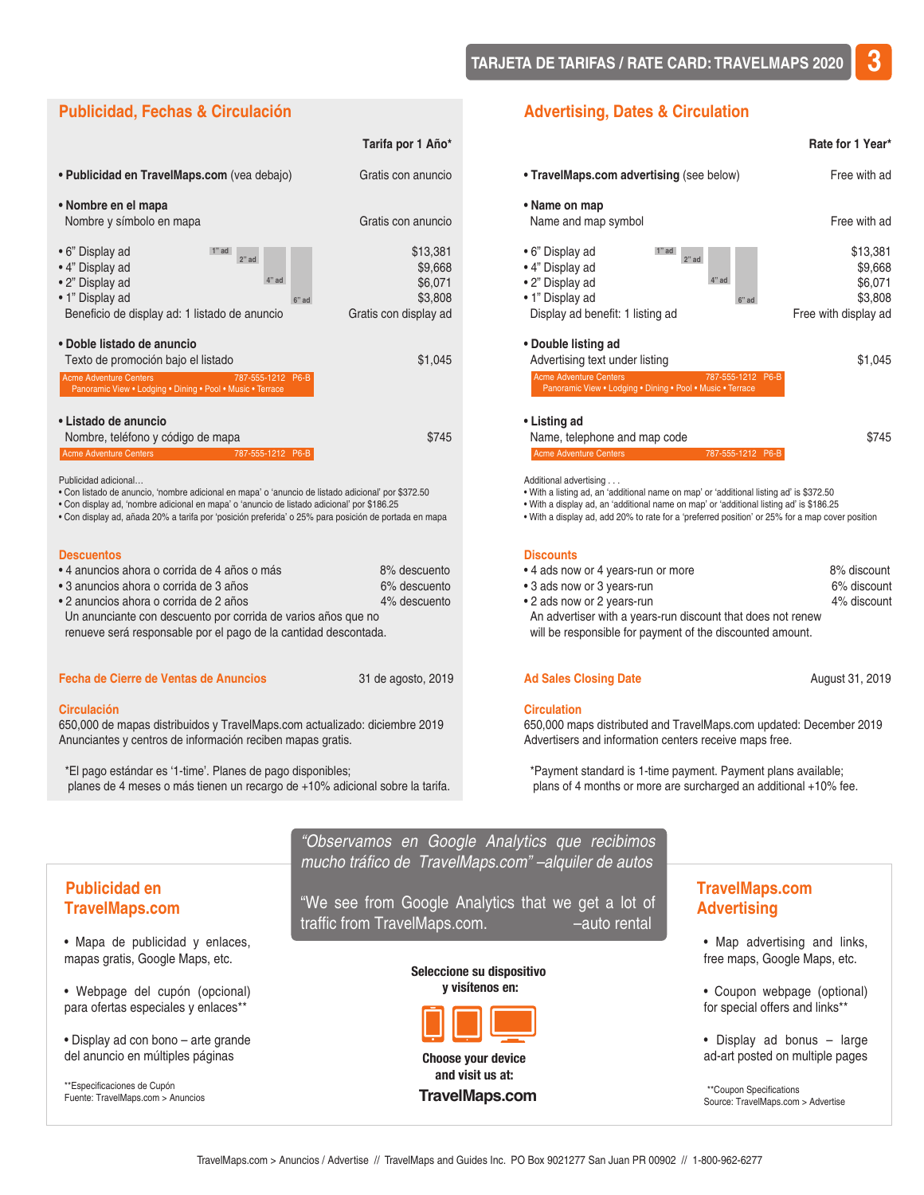# TARJETA DE TARIFAS / RATE CARD: TRAVELMAPS 2020

## Publicidad, Fechas & Circulación

| | Tarifa por 1 Año* |
|---|---|
| • **Publicidad en TravelMaps.com** (vea debajo) | Gratis con anuncio |
| • **Nombre en el mapa** Nombre y símbolo en mapa | Gratis con anuncio |
| • 6" Display ad | $13,381 |
| • 4" Display ad | $9,668 |
| • 2" Display ad | $6,071 |
| • 1" Display ad | $3,808 |
| Beneficio de display ad: 1 listado de anuncio | Gratis con display ad |
| • **Doble listado de anuncio** Texto de promoción bajo el listado | $1,045 |
| • **Listado de anuncio** Nombre, teléfono y código de mapa | $745 |

Acme Adventure Centers 787-555-1212 P6-B
Panoramic View • Lodging • Dining • Pool • Music • Terrace

Acme Adventure Centers 787-555-1212 P6-B

Publicidad adicional…
- Con listado de anuncio, 'nombre adicional en mapa' o 'anuncio de listado adicional' por $372.50
- Con display ad, 'nombre adicional en mapa' o 'anuncio de listado adicional' por $186.25
- Con display ad, añada 20% a tarifa por 'posición preferida' o 25% para posición de portada en mapa

### Descuentos

| | |
|---|---|
| • 4 anuncios ahora o corrida de 4 años o más | 8% descuento |
| • 3 anuncios ahora o corrida de 3 años | 6% descuento |
| • 2 anuncios ahora o corrida de 2 años | 4% descuento |

Un anunciante con descuento por corrida de varios años que no renueve será responsable por el pago de la cantidad descontada.

### Fecha de Cierre de Ventas de Anuncios
31 de agosto, 2019

### Circulación
650,000 de mapas distribuidos y TravelMaps.com actualizado: diciembre 2019
Anunciantes y centros de información reciben mapas gratis.

*El pago estándar es '1-time'. Planes de pago disponibles; planes de 4 meses o más tienen un recargo de +10% adicional sobre la tarifa.

## Advertising, Dates & Circulation

| | Rate for 1 Year* |
|---|---|
| • **TravelMaps.com advertising** (see below) | Free with ad |
| • **Name on map** Name and map symbol | Free with ad |
| • 6" Display ad | $13,381 |
| • 4" Display ad | $9,668 |
| • 2" Display ad | $6,071 |
| • 1" Display ad | $3,808 |
| Display ad benefit: 1 listing ad | Free with display ad |
| • **Double listing ad** Advertising text under listing | $1,045 |
| • **Listing ad** Name, telephone and map code | $745 |

Acme Adventure Centers 787-555-1212 P6-B
Panoramic View • Lodging • Dining • Pool • Music • Terrace

Acme Adventure Centers 787-555-1212 P6-B

Additional advertising . . .
- With a listing ad, an 'additional name on map' or 'additional listing ad' is $372.50
- With a display ad, an 'additional name on map' or 'additional listing ad' is $186.25
- With a display ad, add 20% to rate for a 'preferred position' or 25% for a map cover position

### Discounts

| | |
|---|---|
| • 4 ads now or 4 years-run or more | 8% discount |
| • 3 ads now or 3 years-run | 6% discount |
| • 2 ads now or 2 years-run | 4% discount |

An advertiser with a years-run discount that does not renew will be responsible for payment of the discounted amount.

### Ad Sales Closing Date
August 31, 2019

### Circulation
650,000 maps distributed and TravelMaps.com updated: December 2019
Advertisers and information centers receive maps free.

*Payment standard is 1-time payment. Payment plans available; plans of 4 months or more are surcharged an additional +10% fee.

---

*"Observamos en Google Analytics que recibimos mucho tráfico de TravelMaps.com" –alquiler de autos*

"We see from Google Analytics that we get a lot of traffic from TravelMaps.com. –auto rental

## Publicidad en TravelMaps.com

- Mapa de publicidad y enlaces, mapas gratis, Google Maps, etc.
- Webpage del cupón (opcional) para ofertas especiales y enlaces**
- Display ad con bono – arte grande del anuncio en múltiples páginas

**Especificaciones de Cupón
Fuente: TravelMaps.com > Anuncios

**Seleccione su dispositivo y visítenos en:**

**Choose your device and visit us at:**

**TravelMaps.com**

## TravelMaps.com Advertising

- Map advertising and links, free maps, Google Maps, etc.
- Coupon webpage (optional) for special offers and links**
- Display ad bonus – large ad-art posted on multiple pages

**Coupon Specifications
Source: TravelMaps.com > Advertise

TravelMaps.com > Anuncios / Advertise // TravelMaps and Guides Inc. PO Box 9021277 San Juan PR 00902 // 1-800-962-6277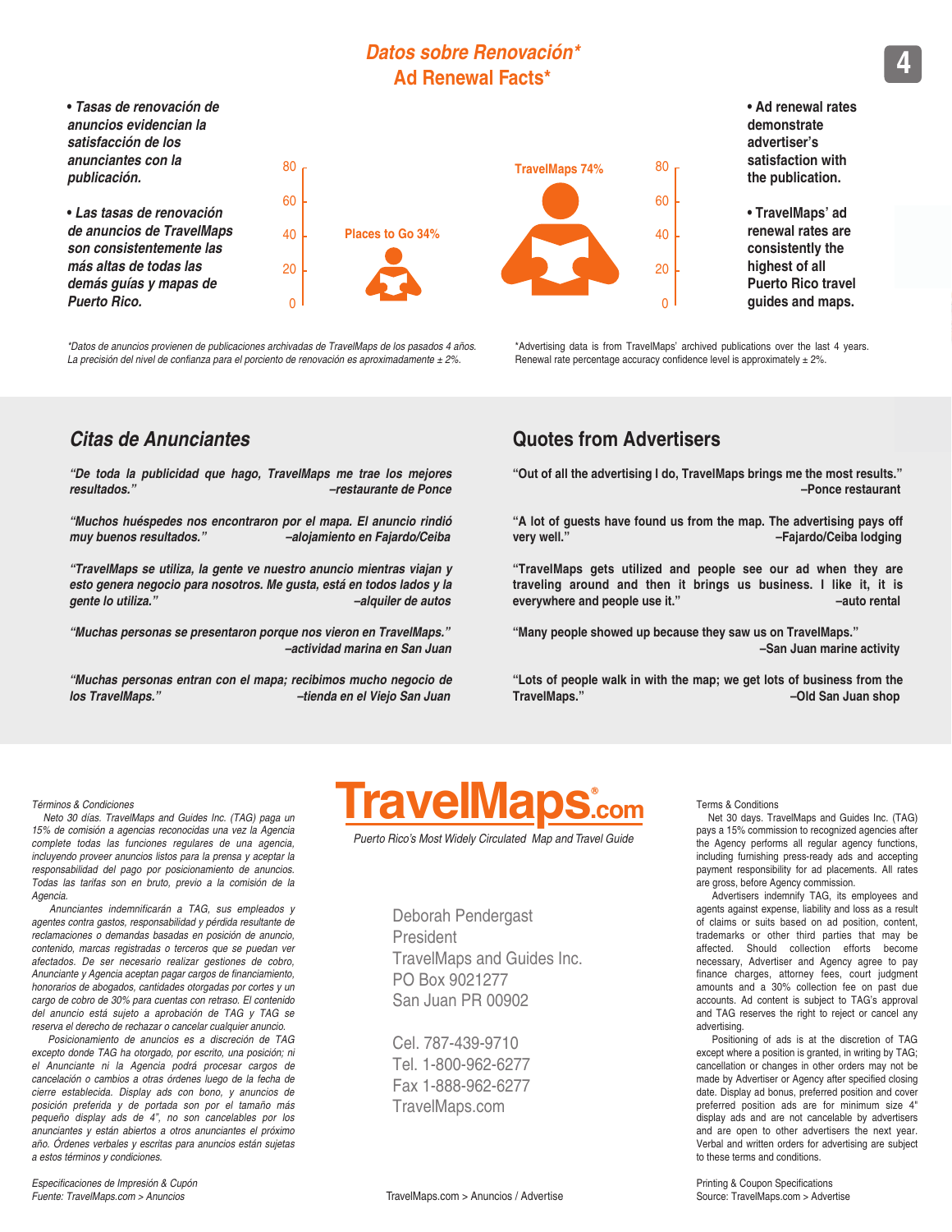## Datos sobre Renovación*
## Ad Renewal Facts*

- *Tasas de renovación de anuncios evidencian la satisfacción de los anunciantes con la publicación.*
- *Las tasas de renovación de anuncios de TravelMaps son consistentemente las más altas de todas las demás guías y mapas de Puerto Rico.*

80
60
40
20
0
Places to Go 34%

TravelMaps 74%
80
60
40
20
0

- **Ad renewal rates demonstrate advertiser's satisfaction with the publication.**
- **TravelMaps' ad renewal rates are consistently the highest of all Puerto Rico travel guides and maps.**

*\*Datos de anuncios provienen de publicaciones archivadas de TravelMaps de los pasados 4 años. La precisión del nivel de confianza para el porciento de renovación es aproximadamente ± 2%.*

\*Advertising data is from TravelMaps' archived publications over the last 4 years. Renewal rate percentage accuracy confidence level is approximately ± 2%.

## Citas de Anunciantes

***"De toda la publicidad que hago, TravelMaps me trae los mejores resultados." –restaurante de Ponce***

***"Muchos huéspedes nos encontraron por el mapa. El anuncio rindió muy buenos resultados." –alojamiento en Fajardo/Ceiba***

***"TravelMaps se utiliza, la gente ve nuestro anuncio mientras viajan y esto genera negocio para nosotros. Me gusta, está en todos lados y la gente lo utiliza." –alquiler de autos***

***"Muchas personas se presentaron porque nos vieron en TravelMaps." –actividad marina en San Juan***

***"Muchas personas entran con el mapa; recibimos mucho negocio de los TravelMaps." –tienda en el Viejo San Juan***

## Quotes from Advertisers

**"Out of all the advertising I do, TravelMaps brings me the most results." –Ponce restaurant**

**"A lot of guests have found us from the map. The advertising pays off very well." –Fajardo/Ceiba lodging**

**"TravelMaps gets utilized and people see our ad when they are traveling around and then it brings us business. I like it, it is everywhere and people use it." –auto rental**

**"Many people showed up because they saw us on TravelMaps." –San Juan marine activity**

**"Lots of people walk in with the map; we get lots of business from the TravelMaps." –Old San Juan shop**

*Términos & Condiciones*

*Neto 30 días. TravelMaps and Guides Inc. (TAG) paga un 15% de comisión a agencias reconocidas una vez la Agencia complete todas las funciones regulares de una agencia, incluyendo proveer anuncios listos para la prensa y aceptar la responsabilidad del pago por posicionamiento de anuncios. Todas las tarifas son en bruto, previo a la comisión de la Agencia.*

*Anunciantes indemnificarán a TAG, sus empleados y agentes contra gastos, responsabilidad y pérdida resultante de reclamaciones o demandas basadas en posición de anuncio, contenido, marcas registradas o terceros que se puedan ver afectados. De ser necesario realizar gestiones de cobro, Anunciante y Agencia aceptan pagar cargos de financiamiento, honorarios de abogados, cantidades otorgadas por cortes y un cargo de cobro de 30% para cuentas con retraso. El contenido del anuncio está sujeto a aprobación de TAG y TAG se reserva el derecho de rechazar o cancelar cualquier anuncio.*

*Posicionamiento de anuncios es a discreción de TAG excepto donde TAG ha otorgado, por escrito, una posición; ni el Anunciante ni la Agencia podrá procesar cargos de cancelación o cambios a otras órdenes luego de la fecha de cierre establecida. Display ads con bono, y anuncios de posición preferida y de portada son por el tamaño más pequeño display ads de 4", no son cancelables por los anunciantes y están abiertos a otros anunciantes el próximo año. Órdenes verbales y escritas para anuncios están sujetas a estos términos y condiciones.*

*Especificaciones de Impresión & Cupón*
*Fuente: TravelMaps.com > Anuncios*

# TravelMaps®.com

*Puerto Rico's Most Widely Circulated Map and Travel Guide*

Deborah Pendergast
President
TravelMaps and Guides Inc.
PO Box 9021277
San Juan PR 00902

Cel. 787-439-9710
Tel. 1-800-962-6277
Fax 1-888-962-6277
TravelMaps.com

TravelMaps.com > Anuncios / Advertise

Terms & Conditions

Net 30 days. TravelMaps and Guides Inc. (TAG) pays a 15% commission to recognized agencies after the Agency performs all regular agency functions, including furnishing press-ready ads and accepting payment responsibility for ad placements. All rates are gross, before Agency commission.

Advertisers indemnify TAG, its employees and agents against expense, liability and loss as a result of claims or suits based on ad position, content, trademarks or other third parties that may be affected. Should collection efforts become necessary, Advertiser and Agency agree to pay finance charges, attorney fees, court judgment amounts and a 30% collection fee on past due accounts. Ad content is subject to TAG's approval and TAG reserves the right to reject or cancel any advertising.

Positioning of ads is at the discretion of TAG except where a position is granted, in writing by TAG; cancellation or changes in other orders may not be made by Advertiser or Agency after specified closing date. Display ad bonus, preferred position and cover preferred position ads are for minimum size 4" display ads and are not cancelable by advertisers and are open to other advertisers the next year. Verbal and written orders for advertising are subject to these terms and conditions.

Printing & Coupon Specifications
Source: TravelMaps.com > Advertise